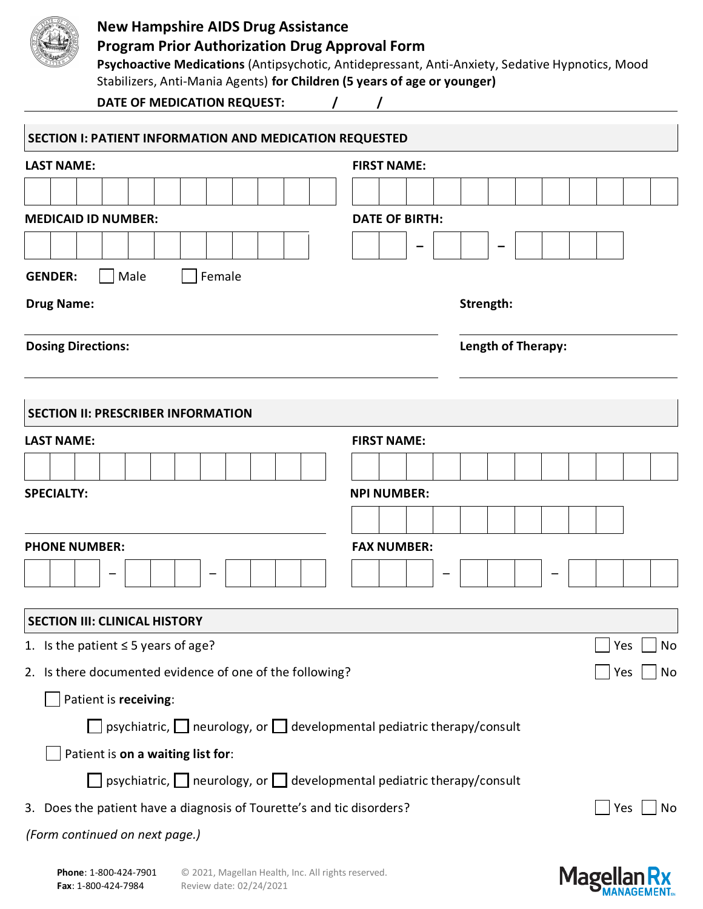# New Hampshire AIDS Drug Assistance Program Prior Authorization Drug Approval Form

**Psychoactive Medications** (Antipsychotic, Antidepressant, Anti-Anxiety, Sedative Hypnotics, Mood Stabilizers, Anti-Mania Agents) **for Children (5 years of age or younger)**

**DATE OF MEDICATION REQUEST:** ____ / ____ / ____

## SECTION I: PATIENT INFORMATION AND MEDICATION REQUESTED

**LAST NAME:** ______________________

**FIRST NAME:** ______________________

**MEDICAID ID NUMBER:** ______________________

**DATE OF BIRTH:** ____ – ____ – ________

**GENDER:** ☐ Male ☐ Female

**Drug Name:** ______________________

**Strength:** ______________________

**Dosing Directions:** ______________________

**Length of Therapy:** ______________________

## SECTION II: PRESCRIBER INFORMATION

**LAST NAME:** ______________________

**FIRST NAME:** ______________________

**SPECIALTY:** ______________________

**NPI NUMBER:** ______________________

**PHONE NUMBER:** ___ – ___ – ____

**FAX NUMBER:** ___ – ___ – ____

## SECTION III: CLINICAL HISTORY

1. Is the patient ≤ 5 years of age? ☐ Yes ☐ No
2. Is there documented evidence of one of the following? ☐ Yes ☐ No
   - ☐ Patient is **receiving**:
     - ☐ psychiatric, ☐ neurology, or ☐ developmental pediatric therapy/consult
   - ☐ Patient is **on a waiting list for**:
     - ☐ psychiatric, ☐ neurology, or ☐ developmental pediatric therapy/consult
3. Does the patient have a diagnosis of Tourette's and tic disorders? ☐ Yes ☐ No

*(Form continued on next page.)*

**Phone**: 1-800-424-7901
**Fax**: 1-800-424-7984

© 2021, Magellan Health, Inc. All rights reserved.
Review date: 02/24/2021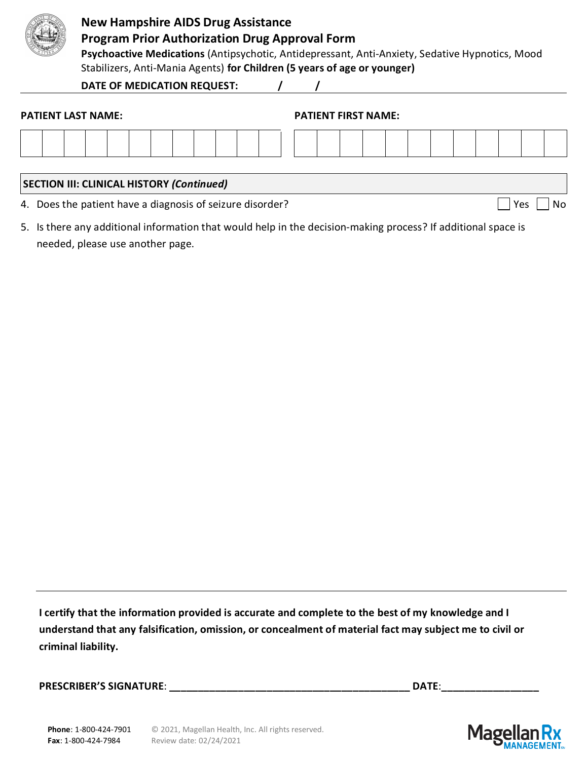# New Hampshire AIDS Drug Assistance Program Prior Authorization Drug Approval Form

**Psychoactive Medications** (Antipsychotic, Antidepressant, Anti-Anxiety, Sedative Hypnotics, Mood Stabilizers, Anti-Mania Agents) **for Children (5 years of age or younger)**

**DATE OF MEDICATION REQUEST:** / /

**PATIENT LAST NAME:**

**PATIENT FIRST NAME:**

## SECTION III: CLINICAL HISTORY *(Continued)*

4. Does the patient have a diagnosis of seizure disorder? ☐ Yes ☐ No
5. Is there any additional information that would help in the decision-making process? If additional space is needed, please use another page.

**I certify that the information provided is accurate and complete to the best of my knowledge and I understand that any falsification, omission, or concealment of material fact may subject me to civil or criminal liability.**

**PRESCRIBER'S SIGNATURE**: ________________________________________ **DATE**:________________

**Phone**: 1-800-424-7901
**Fax**: 1-800-424-7984

© 2021, Magellan Health, Inc. All rights reserved.
Review date: 02/24/2021

Magellan Rx MANAGEMENT